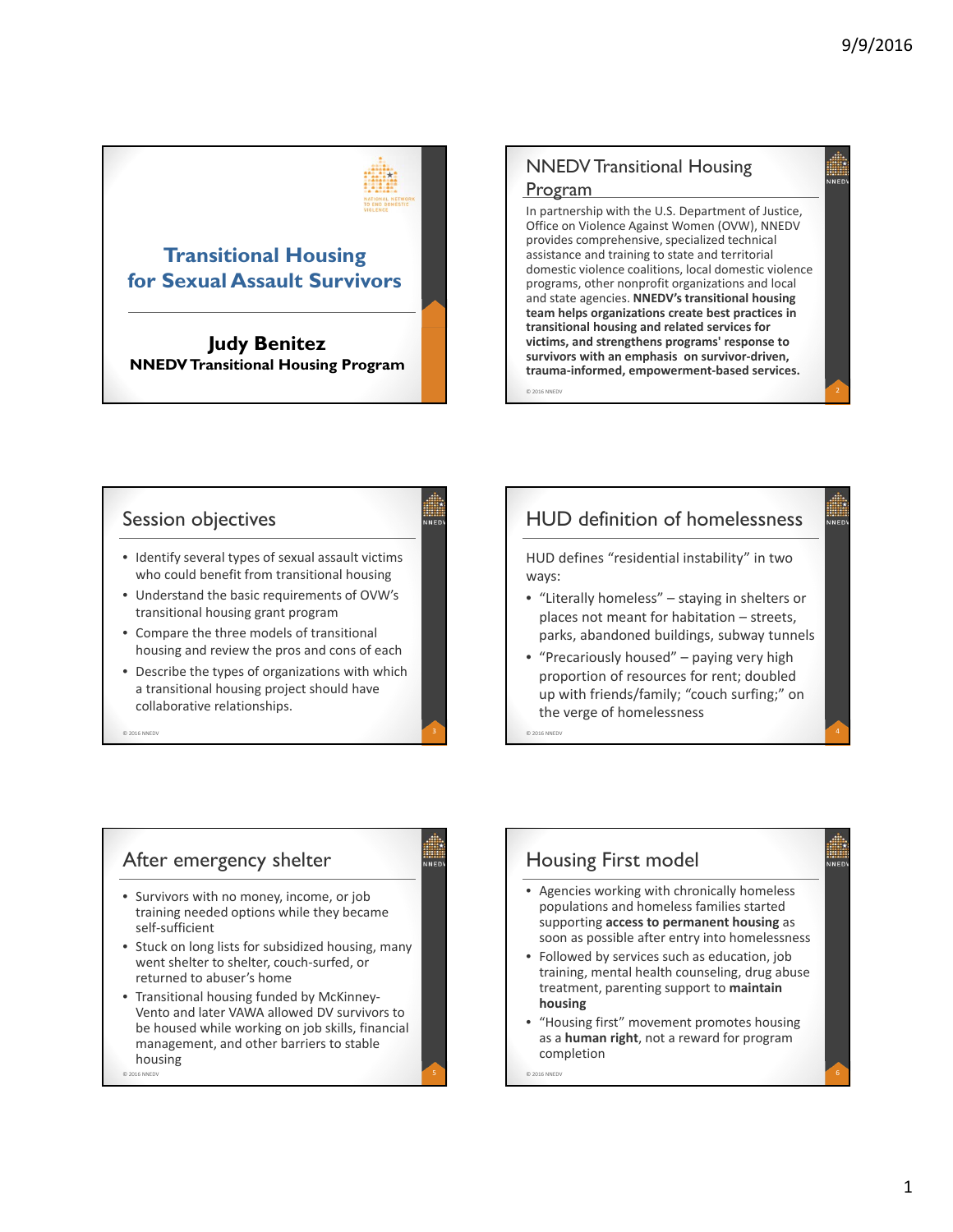# Transitional Housing for Sexual Assault Survivors

**Judy Benitez**
**NNEDV Transitional Housing Program**

## NNEDV Transitional Housing Program

In partnership with the U.S. Department of Justice, Office on Violence Against Women (OVW), NNEDV provides comprehensive, specialized technical assistance and training to state and territorial domestic violence coalitions, local domestic violence programs, other nonprofit organizations and local and state agencies. **NNEDV's transitional housing team helps organizations create best practices in transitional housing and related services for victims, and strengthens programs' response to survivors with an emphasis on survivor-driven, trauma-informed, empowerment-based services.**

© 2016 NNEDV

## Session objectives

- Identify several types of sexual assault victims who could benefit from transitional housing
- Understand the basic requirements of OVW's transitional housing grant program
- Compare the three models of transitional housing and review the pros and cons of each
- Describe the types of organizations with which a transitional housing project should have collaborative relationships

© 2016 NNEDV

## HUD definition of homelessness

HUD defines "residential instability" in two ways:

- "Literally homeless" – staying in shelters or places not meant for habitation – streets, parks, abandoned buildings, subway tunnels
- "Precariously housed" – paying very high proportion of resources for rent; doubled up with friends/family; "couch surfing;" on the verge of homelessness

© 2016 NNEDV

## After emergency shelter

- Survivors with no money, income, or job training needed options while they became self-sufficient
- Stuck on long lists for subsidized housing, many went shelter to shelter, couch-surfed, or returned to abuser's home
- Transitional housing funded by McKinney-Vento and later VAWA allowed DV survivors to be housed while working on job skills, financial management, and other barriers to stable housing

© 2016 NNEDV

## Housing First model

- Agencies working with chronically homeless populations and homeless families started supporting **access to permanent housing** as soon as possible after entry into homelessness
- Followed by services such as education, job training, mental health counseling, drug abuse treatment, parenting support to **maintain housing**
- "Housing first" movement promotes housing as a **human right**, not a reward for program completion

© 2016 NNEDV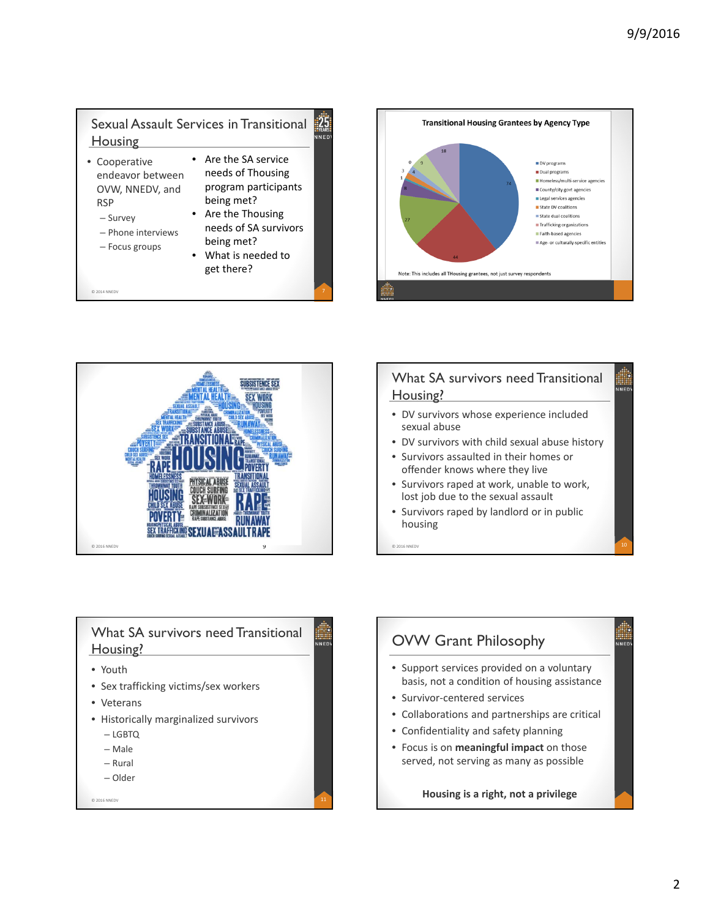## Sexual Assault Services in Transitional Housing

- Cooperative endeavor between OVW, NNEDV, and RSP
  - Survey
  - Phone interviews
  - Focus groups

- Are the SA service needs of Thousing program participants being met?
- Are the Thousing needs of SA survivors being met?
- What is needed to get there?

© 2014 NNEDV

## Transitional Housing Grantees by Agency Type

- DV programs: 74
- Dual programs: 44
- Homeless/multi-service agencies: 27
- County/city govt agencies: 8
- Legal services agencies: 1
- State DV coalitions: 3
- State dual coalitions: 4
- Trafficking organizations: 0
- Faith-based agencies: 9
- Age- or culturally-specific entities: 18

Note: This includes all THousing grantees, not just survey respondents

© 2016 NNEDV

## What SA survivors need Transitional Housing?

- DV survivors whose experience included sexual abuse
- DV survivors with child sexual abuse history
- Survivors assaulted in their homes or offender knows where they live
- Survivors raped at work, unable to work, lost job due to the sexual assault
- Survivors raped by landlord or in public housing

© 2016 NNEDV

## What SA survivors need Transitional Housing?

- Youth
- Sex trafficking victims/sex workers
- Veterans
- Historically marginalized survivors
  - LGBTQ
  - Male
  - Rural
  - Older

© 2016 NNEDV

## OVW Grant Philosophy

- Support services provided on a voluntary basis, not a condition of housing assistance
- Survivor-centered services
- Collaborations and partnerships are critical
- Confidentiality and safety planning
- Focus is on **meaningful impact** on those served, not serving as many as possible

**Housing is a right, not a privilege**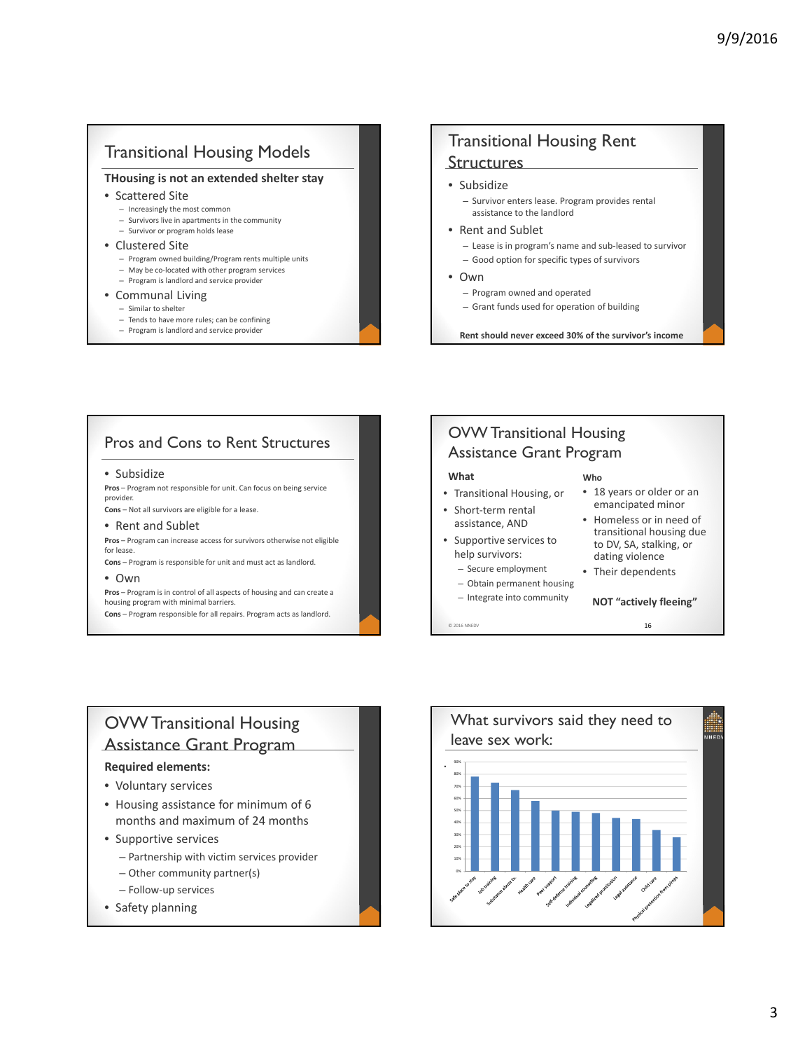## Transitional Housing Models

**THousing is not an extended shelter stay**

- Scattered Site
  - Increasingly the most common
  - Survivors live in apartments in the community
  - Survivor or program holds lease
- Clustered Site
  - Program owned building/Program rents multiple units
  - May be co-located with other program services
  - Program is landlord and service provider
- Communal Living
  - Similar to shelter
  - Tends to have more rules; can be confining
  - Program is landlord and service provider

## Transitional Housing Rent Structures

- Subsidize
  - Survivor enters lease. Program provides rental assistance to the landlord
- Rent and Sublet
  - Lease is in program's name and sub-leased to survivor
  - Good option for specific types of survivors
- Own
  - Program owned and operated
  - Grant funds used for operation of building

**Rent should never exceed 30% of the survivor's income**

## Pros and Cons to Rent Structures

- Subsidize

**Pros** – Program not responsible for unit. Can focus on being service provider.

**Cons** – Not all survivors are eligible for a lease.

- Rent and Sublet

**Pros** – Program can increase access for survivors otherwise not eligible for lease.

**Cons** – Program is responsible for unit and must act as landlord.

- Own

**Pros** – Program is in control of all aspects of housing and can create a housing program with minimal barriers.

**Cons** – Program responsible for all repairs. Program acts as landlord.

## OVW Transitional Housing Assistance Grant Program

**What**

- Transitional Housing, or
- Short-term rental assistance, AND
- Supportive services to help survivors:
  - Secure employment
  - Obtain permanent housing
  - Integrate into community

**Who**

- 18 years or older or an emancipated minor
- Homeless or in need of transitional housing due to DV, SA, stalking, or dating violence
- Their dependents

**NOT "actively fleeing"**

© 2016 NNEDV

## OVW Transitional Housing Assistance Grant Program

**Required elements:**

- Voluntary services
- Housing assistance for minimum of 6 months and maximum of 24 months
- Supportive services
  - Partnership with victim services provider
  - Other community partner(s)
  - Follow-up services
- Safety planning

## What survivors said they need to leave sex work:

| Need | Approx. % |
|---|---|
| Safe place to stay | 78% |
| Job training | 73% |
| Substance abuse tx. | 67% |
| Health care | 58% |
| Peer support | 50% |
| Self-defense training | 49% |
| Individual counseling | 48% |
| Legalized prostitution | 44% |
| Legal assistance | 43% |
| Child care | 34% |
| Physical protection from pimps | 28% |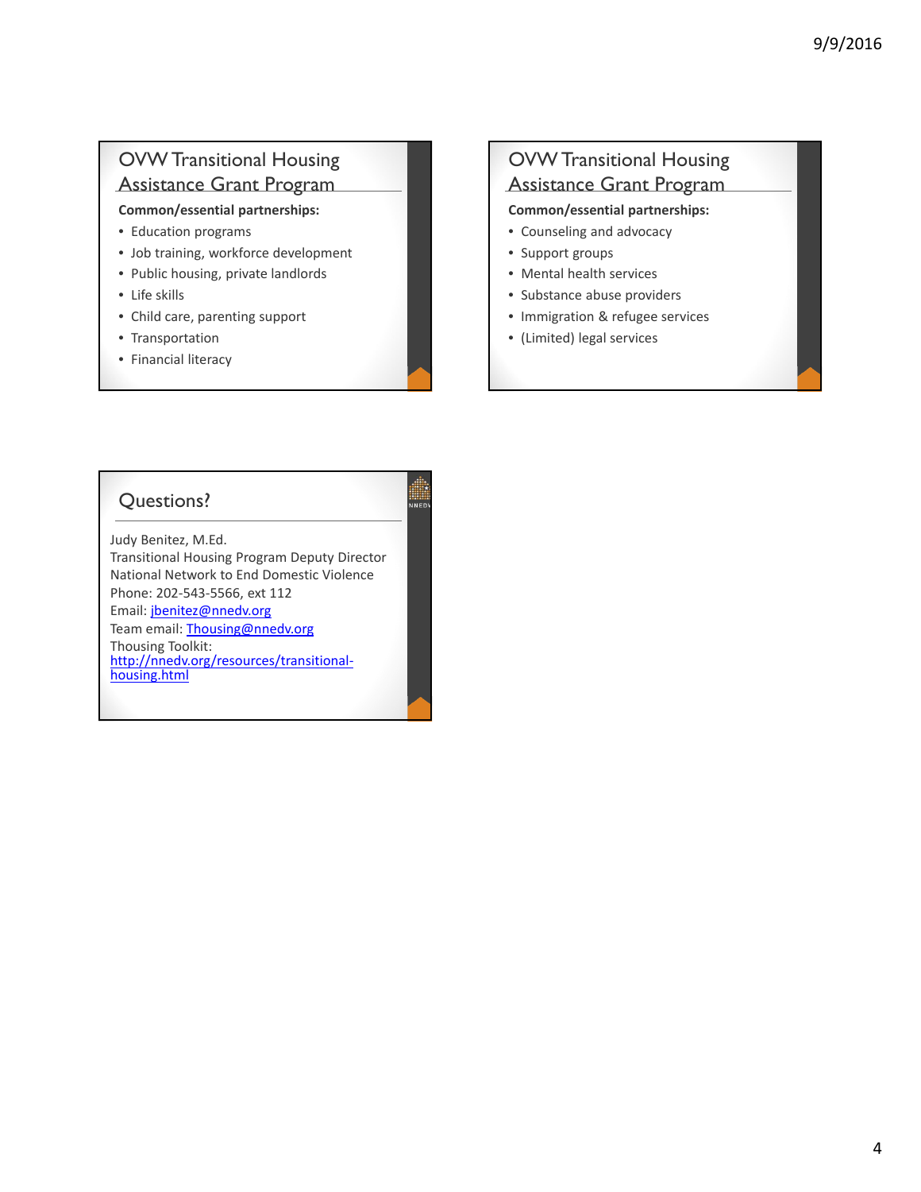## OVW Transitional Housing Assistance Grant Program

**Common/essential partnerships:**

- Education programs
- Job training, workforce development
- Public housing, private landlords
- Life skills
- Child care, parenting support
- Transportation
- Financial literacy

## OVW Transitional Housing Assistance Grant Program

**Common/essential partnerships:**

- Counseling and advocacy
- Support groups
- Mental health services
- Substance abuse providers
- Immigration & refugee services
- (Limited) legal services

## Questions?

Judy Benitez, M.Ed.
Transitional Housing Program Deputy Director
National Network to End Domestic Violence
Phone: 202-543-5566, ext 112
Email: jbenitez@nnedv.org
Team email: Thousing@nnedv.org
Thousing Toolkit:
http://nnedv.org/resources/transitional-housing.html